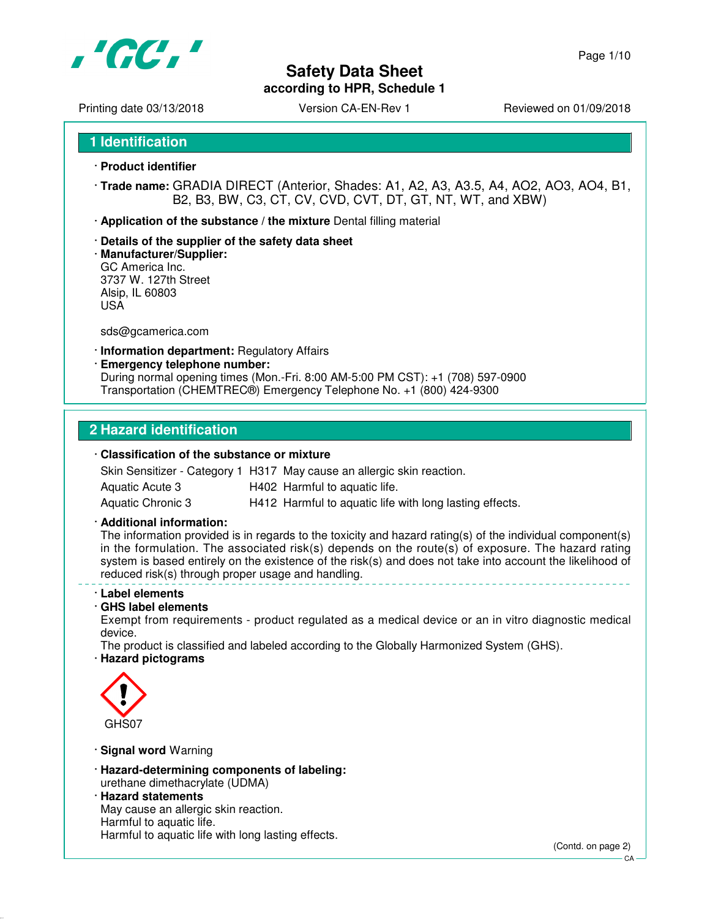# Safety Data Sheet
**according to HPR, Schedule 1**

Printing date 03/13/2018 | Version CA-EN-Rev 1 | Reviewed on 01/09/2018

## 1 Identification

· **Product identifier**

· **Trade name:** GRADIA DIRECT (Anterior, Shades: A1, A2, A3, A3.5, A4, AO2, AO3, AO4, B1, B2, B3, BW, C3, CT, CV, CVD, CVT, DT, GT, NT, WT, and XBW)

· **Application of the substance / the mixture** Dental filling material

· **Details of the supplier of the safety data sheet**

· **Manufacturer/Supplier:**
GC America Inc.
3737 W. 127th Street
Alsip, IL 60803
USA

sds@gcamerica.com

· **Information department:** Regulatory Affairs

· **Emergency telephone number:**
During normal opening times (Mon.-Fri. 8:00 AM-5:00 PM CST): +1 (708) 597-0900
Transportation (CHEMTREC®) Emergency Telephone No. +1 (800) 424-9300

## 2 Hazard identification

· **Classification of the substance or mixture**

| | | |
|---|---|---|
| Skin Sensitizer - Category 1 | H317 | May cause an allergic skin reaction. |
| Aquatic Acute 3 | H402 | Harmful to aquatic life. |
| Aquatic Chronic 3 | H412 | Harmful to aquatic life with long lasting effects. |

· **Additional information:**
The information provided is in regards to the toxicity and hazard rating(s) of the individual component(s) in the formulation. The associated risk(s) depends on the route(s) of exposure. The hazard rating system is based entirely on the existence of the risk(s) and does not take into account the likelihood of reduced risk(s) through proper usage and handling.

· **Label elements**

· **GHS label elements**
Exempt from requirements - product regulated as a medical device or an in vitro diagnostic medical device.
The product is classified and labeled according to the Globally Harmonized System (GHS).

· **Hazard pictograms**

GHS07

· **Signal word** Warning

· **Hazard-determining components of labeling:**
urethane dimethacrylate (UDMA)

· **Hazard statements**
May cause an allergic skin reaction.
Harmful to aquatic life.
Harmful to aquatic life with long lasting effects.

(Contd. on page 2)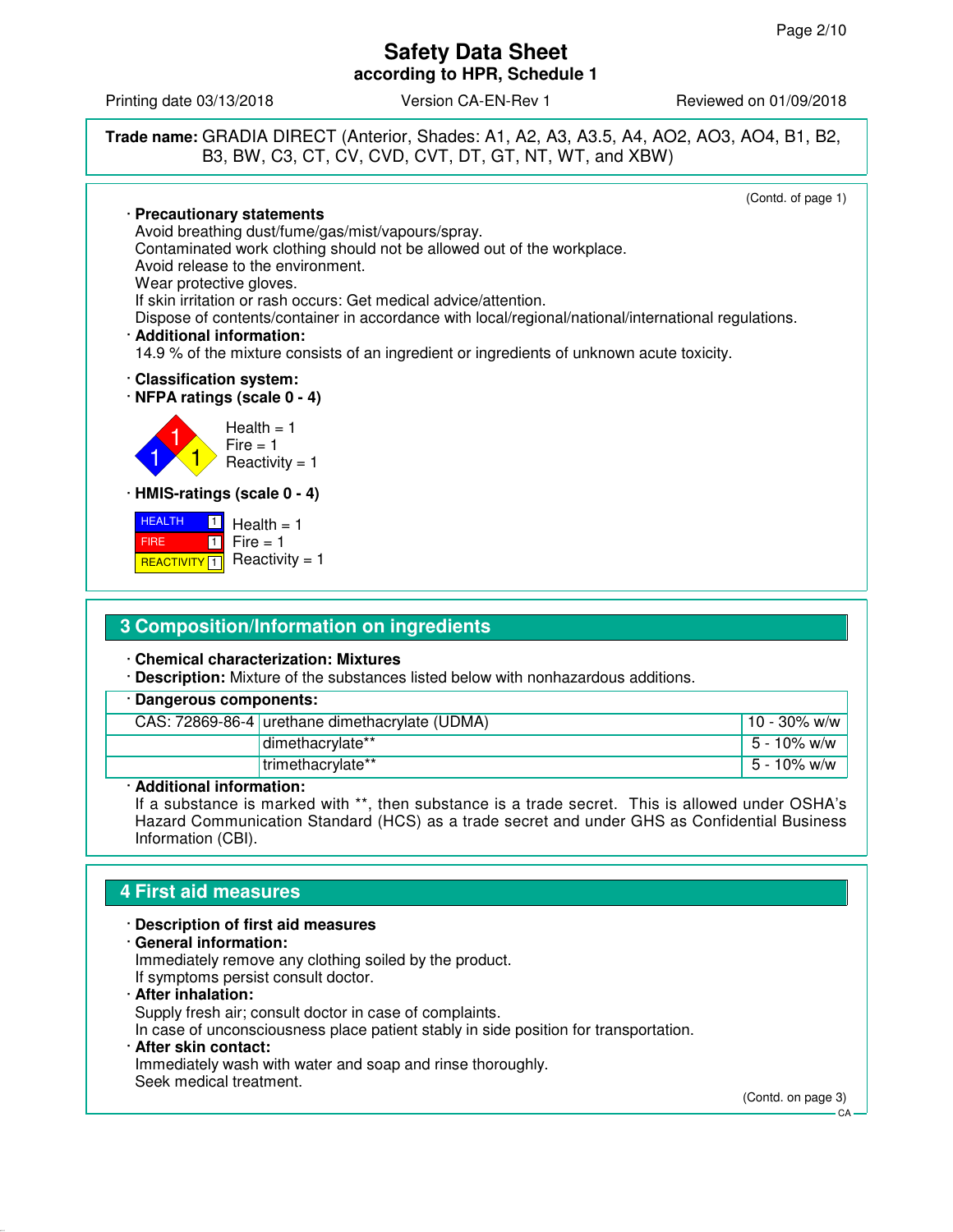**Trade name:** GRADIA DIRECT (Anterior, Shades: A1, A2, A3, A3.5, A4, AO2, AO3, AO4, B1, B2, B3, BW, C3, CT, CV, CVD, CVT, DT, GT, NT, WT, and XBW)

(Contd. of page 1)

· **Precautionary statements**
Avoid breathing dust/fume/gas/mist/vapours/spray.
Contaminated work clothing should not be allowed out of the workplace.
Avoid release to the environment.
Wear protective gloves.
If skin irritation or rash occurs: Get medical advice/attention.
Dispose of contents/container in accordance with local/regional/national/international regulations.

· **Additional information:**
14.9 % of the mixture consists of an ingredient or ingredients of unknown acute toxicity.

· **Classification system:**

· **NFPA ratings (scale 0 - 4)**

Health = 1
Fire = 1
Reactivity = 1

· **HMIS-ratings (scale 0 - 4)**

| | |
|---|---|
| HEALTH | 1 |
| FIRE | 1 |
| REACTIVITY | 1 |

Health = 1
Fire = 1
Reactivity = 1

## 3 Composition/Information on ingredients

· **Chemical characterization: Mixtures**
· **Description:** Mixture of the substances listed below with nonhazardous additions.

· **Dangerous components:**

| | | |
|---|---|---|
| CAS: 72869-86-4 | urethane dimethacrylate (UDMA) | 10 - 30% w/w |
| | dimethacrylate** | 5 - 10% w/w |
| | trimethacrylate** | 5 - 10% w/w |

· **Additional information:**
If a substance is marked with **, then substance is a trade secret. This is allowed under OSHA's Hazard Communication Standard (HCS) as a trade secret and under GHS as Confidential Business Information (CBI).

## 4 First aid measures

· **Description of first aid measures**
· **General information:**
Immediately remove any clothing soiled by the product.
If symptoms persist consult doctor.
· **After inhalation:**
Supply fresh air; consult doctor in case of complaints.
In case of unconsciousness place patient stably in side position for transportation.
· **After skin contact:**
Immediately wash with water and soap and rinse thoroughly.
Seek medical treatment.

(Contd. on page 3)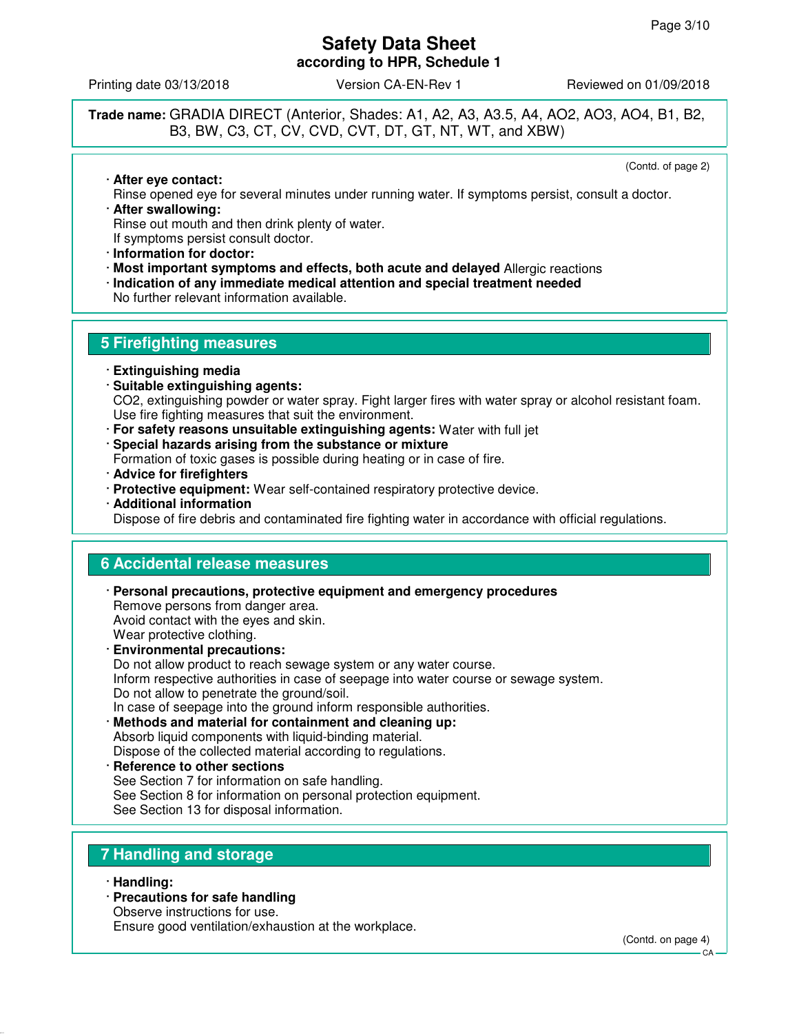**Trade name:** GRADIA DIRECT (Anterior, Shades: A1, A2, A3, A3.5, A4, AO2, AO3, AO4, B1, B2, B3, BW, C3, CT, CV, CVD, CVT, DT, GT, NT, WT, and XBW)

(Contd. of page 2)

- **After eye contact:**
  Rinse opened eye for several minutes under running water. If symptoms persist, consult a doctor.
- **After swallowing:**
  Rinse out mouth and then drink plenty of water.
  If symptoms persist consult doctor.
- **Information for doctor:**
- **Most important symptoms and effects, both acute and delayed** Allergic reactions
- **Indication of any immediate medical attention and special treatment needed**
  No further relevant information available.

## 5 Firefighting measures

- **Extinguishing media**
- **Suitable extinguishing agents:**
  $CO_2$, extinguishing powder or water spray. Fight larger fires with water spray or alcohol resistant foam.
  Use fire fighting measures that suit the environment.
- **For safety reasons unsuitable extinguishing agents:** Water with full jet
- **Special hazards arising from the substance or mixture**
  Formation of toxic gases is possible during heating or in case of fire.
- **Advice for firefighters**
- **Protective equipment:** Wear self-contained respiratory protective device.
- **Additional information**
  Dispose of fire debris and contaminated fire fighting water in accordance with official regulations.

## 6 Accidental release measures

- **Personal precautions, protective equipment and emergency procedures**
  Remove persons from danger area.
  Avoid contact with the eyes and skin.
  Wear protective clothing.
- **Environmental precautions:**
  Do not allow product to reach sewage system or any water course.
  Inform respective authorities in case of seepage into water course or sewage system.
  Do not allow to penetrate the ground/soil.
  In case of seepage into the ground inform responsible authorities.
- **Methods and material for containment and cleaning up:**
  Absorb liquid components with liquid-binding material.
  Dispose of the collected material according to regulations.
- **Reference to other sections**
  See Section 7 for information on safe handling.
  See Section 8 for information on personal protection equipment.
  See Section 13 for disposal information.

## 7 Handling and storage

- **Handling:**
- **Precautions for safe handling**
  Observe instructions for use.
  Ensure good ventilation/exhaustion at the workplace.

(Contd. on page 4)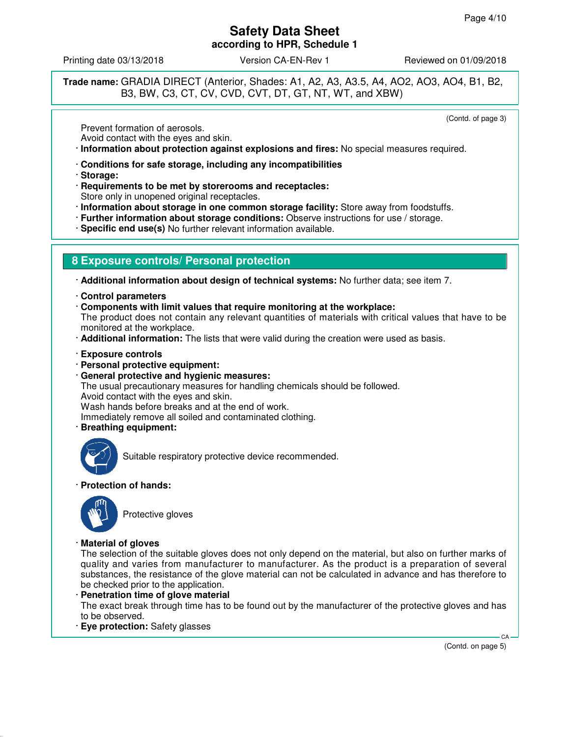**Trade name:** GRADIA DIRECT (Anterior, Shades: A1, A2, A3, A3.5, A4, AO2, AO3, AO4, B1, B2, B3, BW, C3, CT, CV, CVD, CVT, DT, GT, NT, WT, and XBW)

(Contd. of page 3)

Prevent formation of aerosols.
Avoid contact with the eyes and skin.

· **Information about protection against explosions and fires:** No special measures required.

· **Conditions for safe storage, including any incompatibilities**
· **Storage:**
· **Requirements to be met by storerooms and receptacles:**
Store only in unopened original receptacles.
· **Information about storage in one common storage facility:** Store away from foodstuffs.
· **Further information about storage conditions:** Observe instructions for use / storage.
· **Specific end use(s)** No further relevant information available.

## 8 Exposure controls/ Personal protection

· **Additional information about design of technical systems:** No further data; see item 7.

· **Control parameters**
· **Components with limit values that require monitoring at the workplace:**
The product does not contain any relevant quantities of materials with critical values that have to be monitored at the workplace.
· **Additional information:** The lists that were valid during the creation were used as basis.

· **Exposure controls**
· **Personal protective equipment:**
· **General protective and hygienic measures:**
The usual precautionary measures for handling chemicals should be followed.
Avoid contact with the eyes and skin.
Wash hands before breaks and at the end of work.
Immediately remove all soiled and contaminated clothing.
· **Breathing equipment:**

Suitable respiratory protective device recommended.

· **Protection of hands:**

Protective gloves

· **Material of gloves**
The selection of the suitable gloves does not only depend on the material, but also on further marks of quality and varies from manufacturer to manufacturer. As the product is a preparation of several substances, the resistance of the glove material can not be calculated in advance and has therefore to be checked prior to the application.
· **Penetration time of glove material**
The exact break through time has to be found out by the manufacturer of the protective gloves and has to be observed.
· **Eye protection:** Safety glasses

(Contd. on page 5)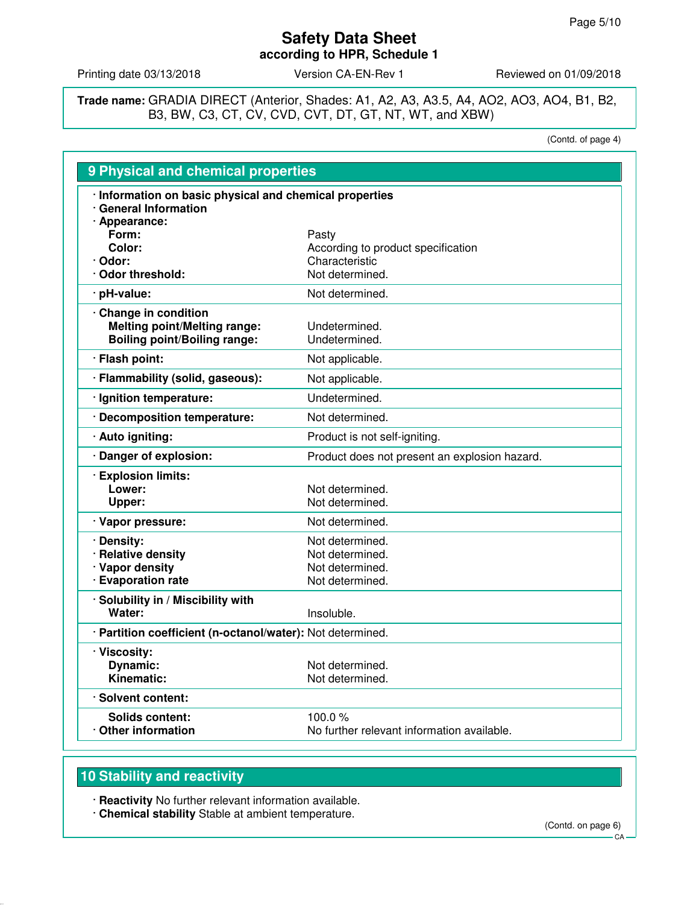**Safety Data Sheet**
**according to HPR, Schedule 1**

Printing date 03/13/2018 | Version CA-EN-Rev 1 | Reviewed on 01/09/2018

**Trade name:** GRADIA DIRECT (Anterior, Shades: A1, A2, A3, A3.5, A4, AO2, AO3, AO4, B1, B2, B3, BW, C3, CT, CV, CVD, CVT, DT, GT, NT, WT, and XBW)

(Contd. of page 4)

## 9 Physical and chemical properties

| Property | Value |
|---|---|
| **· Information on basic physical and chemical properties** | |
| **· General Information** | |
| **· Appearance:** | |
| **Form:** | Pasty |
| **Color:** | According to product specification |
| **· Odor:** | Characteristic |
| **· Odor threshold:** | Not determined. |
| **· pH-value:** | Not determined. |
| **· Change in condition** | |
| **Melting point/Melting range:** | Undetermined. |
| **Boiling point/Boiling range:** | Undetermined. |
| **· Flash point:** | Not applicable. |
| **· Flammability (solid, gaseous):** | Not applicable. |
| **· Ignition temperature:** | Undetermined. |
| **· Decomposition temperature:** | Not determined. |
| **· Auto igniting:** | Product is not self-igniting. |
| **· Danger of explosion:** | Product does not present an explosion hazard. |
| **· Explosion limits:** | |
| **Lower:** | Not determined. |
| **Upper:** | Not determined. |
| **· Vapor pressure:** | Not determined. |
| **· Density:** | Not determined. |
| **· Relative density** | Not determined. |
| **· Vapor density** | Not determined. |
| **· Evaporation rate** | Not determined. |
| **· Solubility in / Miscibility with** | |
| **Water:** | Insoluble. |
| **· Partition coefficient (n-octanol/water):** | Not determined. |
| **· Viscosity:** | |
| **Dynamic:** | Not determined. |
| **Kinematic:** | Not determined. |
| **· Solvent content:** | |
| **Solids content:** | 100.0 % |
| **· Other information** | No further relevant information available. |

## 10 Stability and reactivity

· **Reactivity** No further relevant information available.
· **Chemical stability** Stable at ambient temperature.

(Contd. on page 6)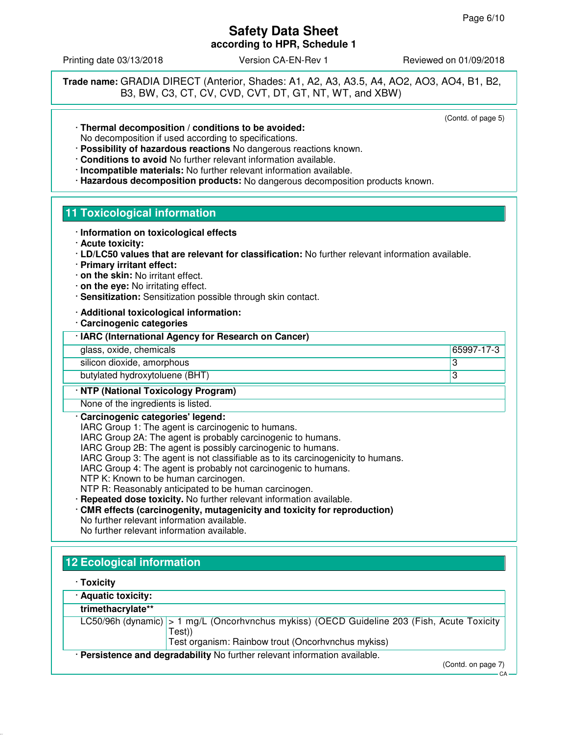**Trade name:** GRADIA DIRECT (Anterior, Shades: A1, A2, A3, A3.5, A4, AO2, AO3, AO4, B1, B2, B3, BW, C3, CT, CV, CVD, CVT, DT, GT, NT, WT, and XBW)

(Contd. of page 5)

· **Thermal decomposition / conditions to be avoided:**
No decomposition if used according to specifications.
· **Possibility of hazardous reactions** No dangerous reactions known.
· **Conditions to avoid** No further relevant information available.
· **Incompatible materials:** No further relevant information available.
· **Hazardous decomposition products:** No dangerous decomposition products known.

## 11 Toxicological information

· **Information on toxicological effects**
· **Acute toxicity:**
· **LD/LC50 values that are relevant for classification:** No further relevant information available.
· **Primary irritant effect:**
· **on the skin:** No irritant effect.
· **on the eye:** No irritating effect.
· **Sensitization:** Sensitization possible through skin contact.

· **Additional toxicological information:**
· **Carcinogenic categories**

| · IARC (International Agency for Research on Cancer) | |
|---|---|
| glass, oxide, chemicals | 65997-17-3 |
| silicon dioxide, amorphous | 3 |
| butylated hydroxytoluene (BHT) | 3 |

| · NTP (National Toxicology Program) |
|---|
| None of the ingredients is listed. |

· **Carcinogenic categories' legend:**
IARC Group 1: The agent is carcinogenic to humans.
IARC Group 2A: The agent is probably carcinogenic to humans.
IARC Group 2B: The agent is possibly carcinogenic to humans.
IARC Group 3: The agent is not classifiable as to its carcinogenicity to humans.
IARC Group 4: The agent is probably not carcinogenic to humans.
NTP K: Known to be human carcinogen.
NTP R: Reasonably anticipated to be human carcinogen.
· **Repeated dose toxicity.** No further relevant information available.
· **CMR effects (carcinogenity, mutagenicity and toxicity for reproduction)**
No further relevant information available.
No further relevant information available.

## 12 Ecological information

· **Toxicity**

| · Aquatic toxicity: | |
|---|---|
| **trimethacrylate**** | |
| LC50/96h (dynamic) | > 1 mg/L (Oncorhvnchus mykiss) (OECD Guideline 203 (Fish, Acute Toxicity Test)) Test organism: Rainbow trout (Oncorhvnchus mykiss) |

· **Persistence and degradability** No further relevant information available.

(Contd. on page 7)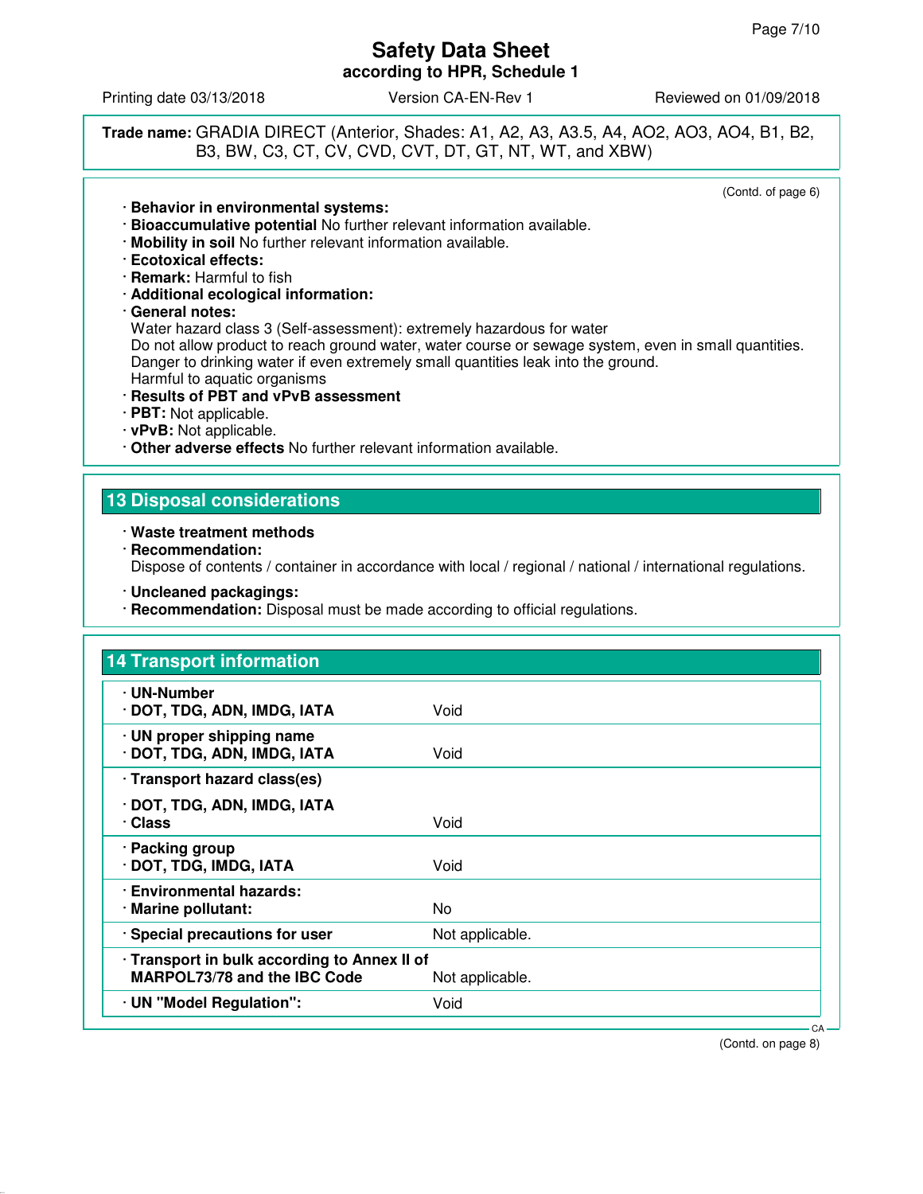**Trade name:** GRADIA DIRECT (Anterior, Shades: A1, A2, A3, A3.5, A4, AO2, AO3, AO4, B1, B2, B3, BW, C3, CT, CV, CVD, CVT, DT, GT, NT, WT, and XBW)

(Contd. of page 6)

· **Behavior in environmental systems:**
· **Bioaccumulative potential** No further relevant information available.
· **Mobility in soil** No further relevant information available.
· **Ecotoxical effects:**
· **Remark:** Harmful to fish
· **Additional ecological information:**
· **General notes:**
Water hazard class 3 (Self-assessment): extremely hazardous for water
Do not allow product to reach ground water, water course or sewage system, even in small quantities.
Danger to drinking water if even extremely small quantities leak into the ground.
Harmful to aquatic organisms
· **Results of PBT and vPvB assessment**
· **PBT:** Not applicable.
· **vPvB:** Not applicable.
· **Other adverse effects** No further relevant information available.

## 13 Disposal considerations

· **Waste treatment methods**
· **Recommendation:**
Dispose of contents / container in accordance with local / regional / national / international regulations.

· **Uncleaned packagings:**
· **Recommendation:** Disposal must be made according to official regulations.

## 14 Transport information

| | |
|---|---|
| · **UN-Number**<br>· **DOT, TDG, ADN, IMDG, IATA** | Void |
| · **UN proper shipping name**<br>· **DOT, TDG, ADN, IMDG, IATA** | Void |
| · **Transport hazard class(es)**<br>· **DOT, TDG, ADN, IMDG, IATA**<br>· **Class** | Void |
| · **Packing group**<br>· **DOT, TDG, IMDG, IATA** | Void |
| · **Environmental hazards:**<br>· **Marine pollutant:** | No |
| · **Special precautions for user** | Not applicable. |
| · **Transport in bulk according to Annex II of MARPOL73/78 and the IBC Code** | Not applicable. |
| · **UN "Model Regulation":** | Void |

(Contd. on page 8)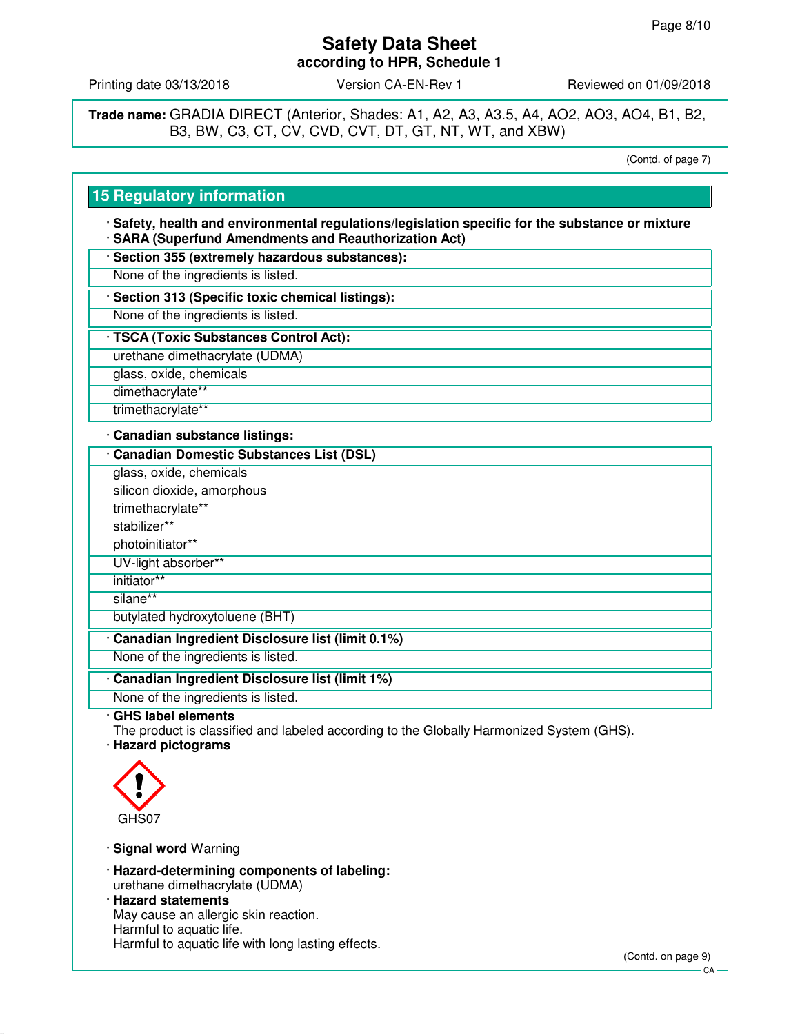**Trade name:** GRADIA DIRECT (Anterior, Shades: A1, A2, A3, A3.5, A4, AO2, AO3, AO4, B1, B2, B3, BW, C3, CT, CV, CVD, CVT, DT, GT, NT, WT, and XBW)

(Contd. of page 7)

## 15 Regulatory information

· **Safety, health and environmental regulations/legislation specific for the substance or mixture**
· **SARA (Superfund Amendments and Reauthorization Act)**

| · **Section 355 (extremely hazardous substances):** |
|---|
| None of the ingredients is listed. |

| · **Section 313 (Specific toxic chemical listings):** |
|---|
| None of the ingredients is listed. |

| · **TSCA (Toxic Substances Control Act):** |
|---|
| urethane dimethacrylate (UDMA) |
| glass, oxide, chemicals |
| dimethacrylate** |
| trimethacrylate** |

· **Canadian substance listings:**

| · **Canadian Domestic Substances List (DSL)** |
|---|
| glass, oxide, chemicals |
| silicon dioxide, amorphous |
| trimethacrylate** |
| stabilizer** |
| photoinitiator** |
| UV-light absorber** |
| initiator** |
| silane** |
| butylated hydroxytoluene (BHT) |

| · **Canadian Ingredient Disclosure list (limit 0.1%)** |
|---|
| None of the ingredients is listed. |

| · **Canadian Ingredient Disclosure list (limit 1%)** |
|---|
| None of the ingredients is listed. |

· **GHS label elements**
The product is classified and labeled according to the Globally Harmonized System (GHS).
· **Hazard pictograms**

GHS07

· **Signal word** Warning

· **Hazard-determining components of labeling:**
urethane dimethacrylate (UDMA)
· **Hazard statements**
May cause an allergic skin reaction.
Harmful to aquatic life.
Harmful to aquatic life with long lasting effects.

(Contd. on page 9)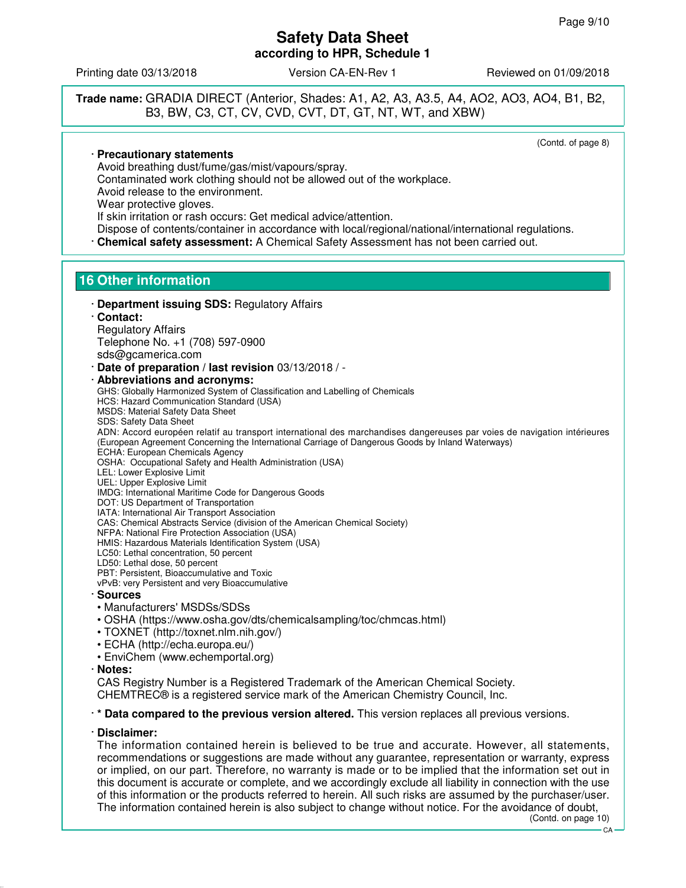# Safety Data Sheet
**according to HPR, Schedule 1**

Printing date 03/13/2018 Version CA-EN-Rev 1 Reviewed on 01/09/2018

**Trade name:** GRADIA DIRECT (Anterior, Shades: A1, A2, A3, A3.5, A4, AO2, AO3, AO4, B1, B2, B3, BW, C3, CT, CV, CVD, CVT, DT, GT, NT, WT, and XBW)

(Contd. of page 8)

· **Precautionary statements**
Avoid breathing dust/fume/gas/mist/vapours/spray.
Contaminated work clothing should not be allowed out of the workplace.
Avoid release to the environment.
Wear protective gloves.
If skin irritation or rash occurs: Get medical advice/attention.
Dispose of contents/container in accordance with local/regional/national/international regulations.

· **Chemical safety assessment:** A Chemical Safety Assessment has not been carried out.

## 16 Other information

· **Department issuing SDS:** Regulatory Affairs

· **Contact:**
Regulatory Affairs
Telephone No. +1 (708) 597-0900
sds@gcamerica.com

· **Date of preparation / last revision** 03/13/2018 / -

· **Abbreviations and acronyms:**
GHS: Globally Harmonized System of Classification and Labelling of Chemicals
HCS: Hazard Communication Standard (USA)
MSDS: Material Safety Data Sheet
SDS: Safety Data Sheet
ADN: Accord européen relatif au transport international des marchandises dangereuses par voies de navigation intérieures (European Agreement Concerning the International Carriage of Dangerous Goods by Inland Waterways)
ECHA: European Chemicals Agency
OSHA: Occupational Safety and Health Administration (USA)
LEL: Lower Explosive Limit
UEL: Upper Explosive Limit
IMDG: International Maritime Code for Dangerous Goods
DOT: US Department of Transportation
IATA: International Air Transport Association
CAS: Chemical Abstracts Service (division of the American Chemical Society)
NFPA: National Fire Protection Association (USA)
HMIS: Hazardous Materials Identification System (USA)
LC50: Lethal concentration, 50 percent
LD50: Lethal dose, 50 percent
PBT: Persistent, Bioaccumulative and Toxic
vPvB: very Persistent and very Bioaccumulative

· **Sources**
- Manufacturers' MSDSs/SDSs
- OSHA (https://www.osha.gov/dts/chemicalsampling/toc/chmcas.html)
- TOXNET (http://toxnet.nlm.nih.gov/)
- ECHA (http://echa.europa.eu/)
- EnviChem (www.echemportal.org)

· **Notes:**
CAS Registry Number is a Registered Trademark of the American Chemical Society.
CHEMTREC® is a registered service mark of the American Chemistry Council, Inc.

· **\* Data compared to the previous version altered.** This version replaces all previous versions.

· **Disclaimer:**
The information contained herein is believed to be true and accurate. However, all statements, recommendations or suggestions are made without any guarantee, representation or warranty, express or implied, on our part. Therefore, no warranty is made or to be implied that the information set out in this document is accurate or complete, and we accordingly exclude all liability in connection with the use of this information or the products referred to herein. All such risks are assumed by the purchaser/user. The information contained herein is also subject to change without notice. For the avoidance of doubt,

(Contd. on page 10)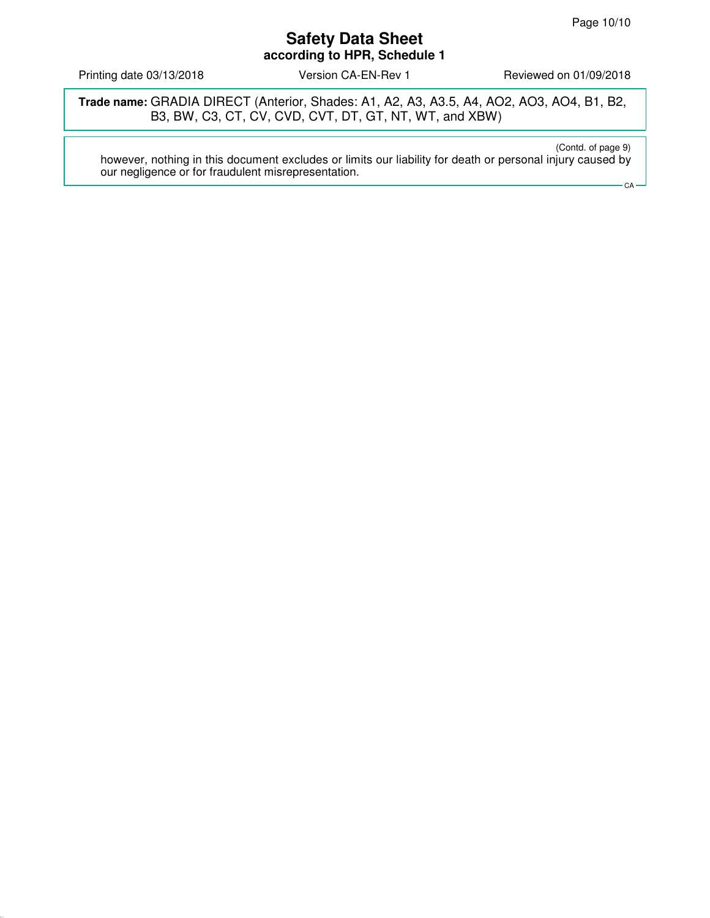**Trade name:** GRADIA DIRECT (Anterior, Shades: A1, A2, A3, A3.5, A4, AO2, AO3, AO4, B1, B2, B3, BW, C3, CT, CV, CVD, CVT, DT, GT, NT, WT, and XBW)

(Contd. of page 9)

however, nothing in this document excludes or limits our liability for death or personal injury caused by our negligence or for fraudulent misrepresentation.

CA